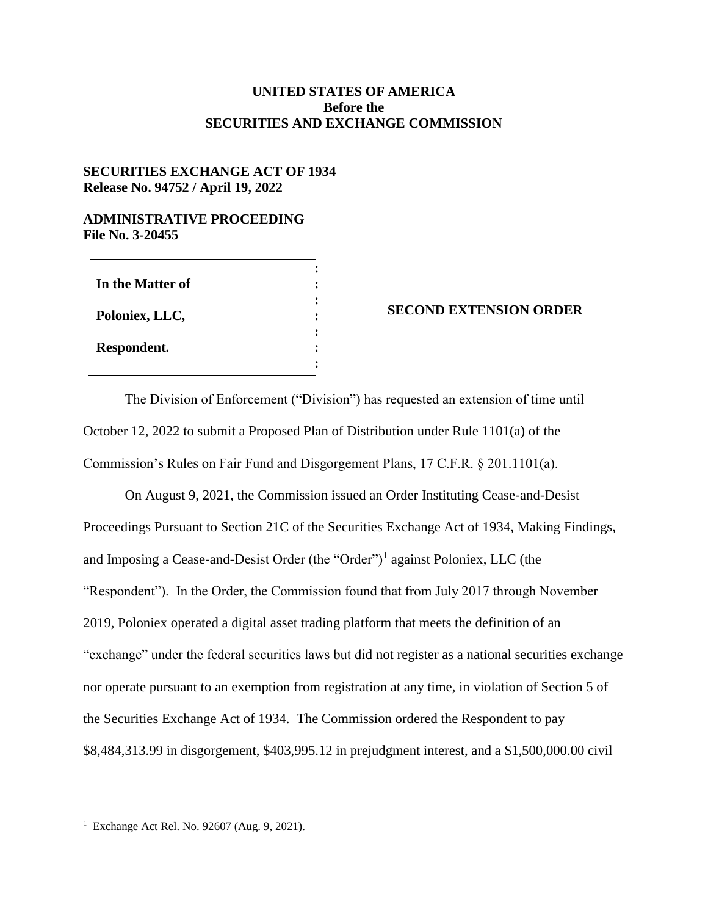**UNITED STATES OF AMERICA**
**Before the**
**SECURITIES AND EXCHANGE COMMISSION**

**SECURITIES EXCHANGE ACT OF 1934**
**Release No. 94752 / April 19, 2022**

**ADMINISTRATIVE PROCEEDING**
**File No. 3-20455**

**In the Matter of**

**Poloniex, LLC,**

**Respondent.**

**SECOND EXTENSION ORDER**

The Division of Enforcement ("Division") has requested an extension of time until October 12, 2022 to submit a Proposed Plan of Distribution under Rule 1101(a) of the Commission's Rules on Fair Fund and Disgorgement Plans, 17 C.F.R. § 201.1101(a).

On August 9, 2021, the Commission issued an Order Instituting Cease-and-Desist Proceedings Pursuant to Section 21C of the Securities Exchange Act of 1934, Making Findings, and Imposing a Cease-and-Desist Order (the "Order")[1] against Poloniex, LLC (the "Respondent"). In the Order, the Commission found that from July 2017 through November 2019, Poloniex operated a digital asset trading platform that meets the definition of an "exchange" under the federal securities laws but did not register as a national securities exchange nor operate pursuant to an exemption from registration at any time, in violation of Section 5 of the Securities Exchange Act of 1934. The Commission ordered the Respondent to pay $8,484,313.99 in disgorgement, $403,995.12 in prejudgment interest, and a $1,500,000.00 civil

[1] Exchange Act Rel. No. 92607 (Aug. 9, 2021).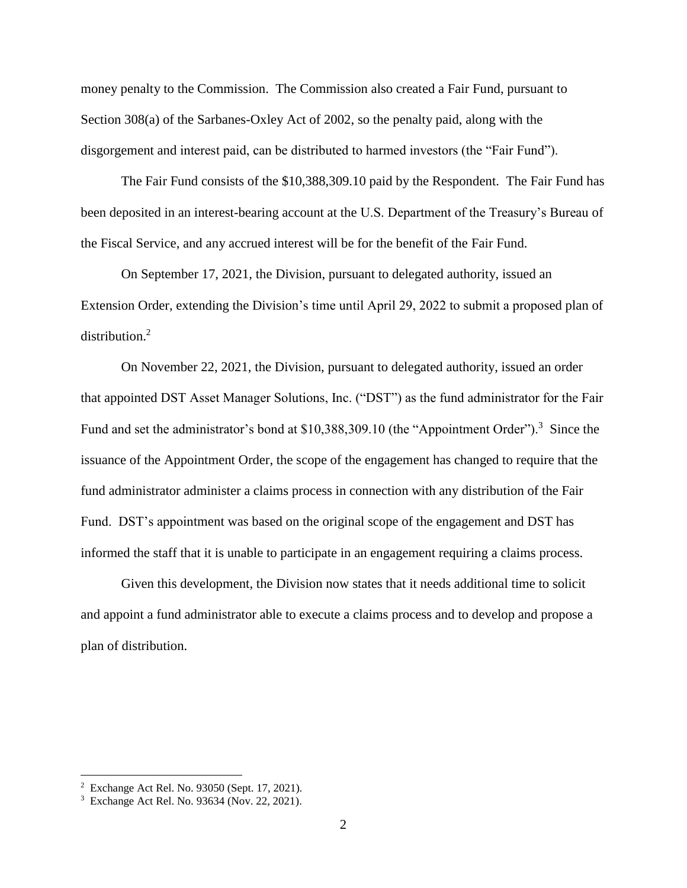money penalty to the Commission. The Commission also created a Fair Fund, pursuant to Section 308(a) of the Sarbanes-Oxley Act of 2002, so the penalty paid, along with the disgorgement and interest paid, can be distributed to harmed investors (the "Fair Fund").

The Fair Fund consists of the $10,388,309.10 paid by the Respondent. The Fair Fund has been deposited in an interest-bearing account at the U.S. Department of the Treasury's Bureau of the Fiscal Service, and any accrued interest will be for the benefit of the Fair Fund.

On September 17, 2021, the Division, pursuant to delegated authority, issued an Extension Order, extending the Division's time until April 29, 2022 to submit a proposed plan of distribution.[2]

On November 22, 2021, the Division, pursuant to delegated authority, issued an order that appointed DST Asset Manager Solutions, Inc. ("DST") as the fund administrator for the Fair Fund and set the administrator's bond at $10,388,309.10 (the "Appointment Order").[3] Since the issuance of the Appointment Order, the scope of the engagement has changed to require that the fund administrator administer a claims process in connection with any distribution of the Fair Fund. DST's appointment was based on the original scope of the engagement and DST has informed the staff that it is unable to participate in an engagement requiring a claims process.

Given this development, the Division now states that it needs additional time to solicit and appoint a fund administrator able to execute a claims process and to develop and propose a plan of distribution.

---

[2] Exchange Act Rel. No. 93050 (Sept. 17, 2021).

[3] Exchange Act Rel. No. 93634 (Nov. 22, 2021).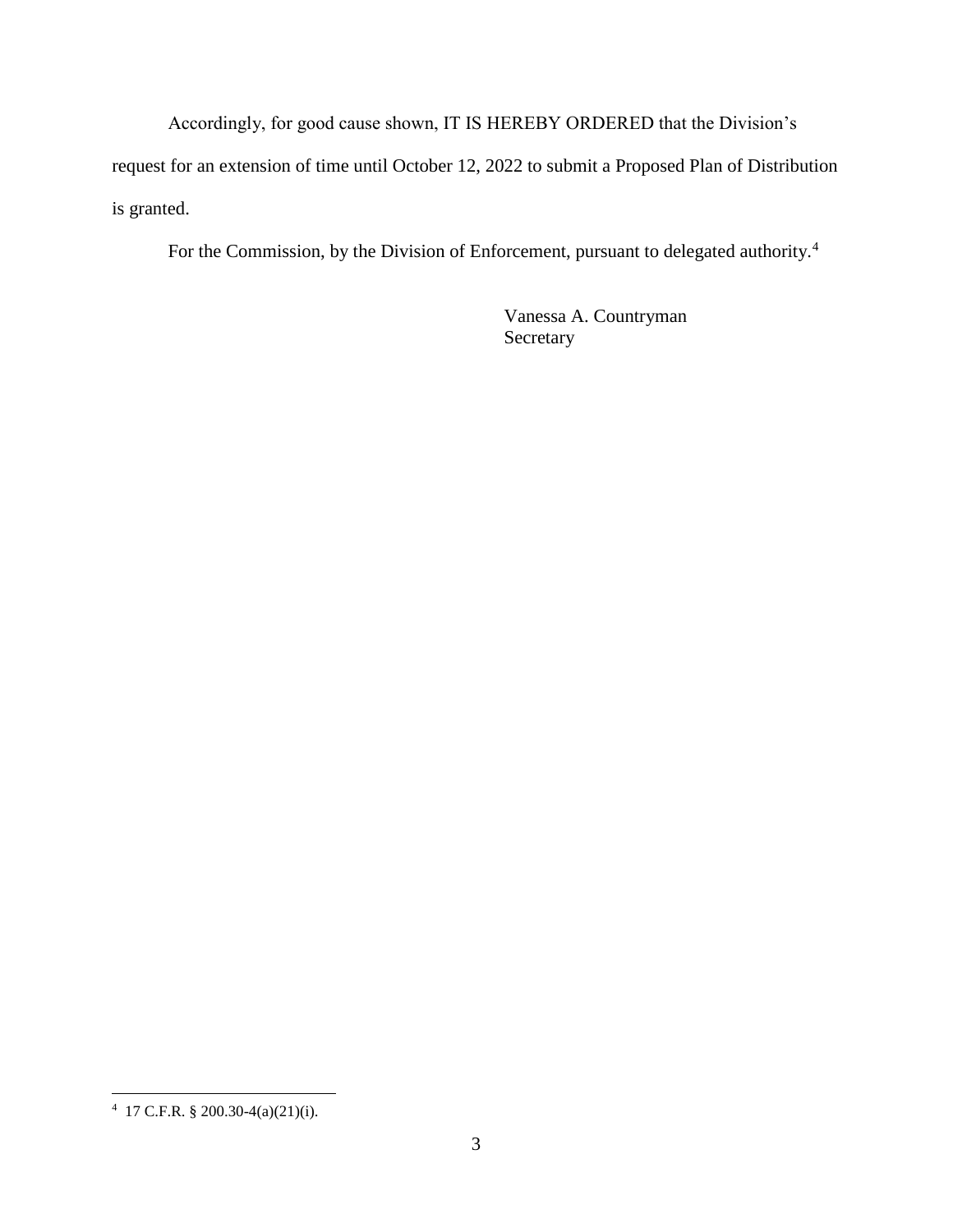Accordingly, for good cause shown, IT IS HEREBY ORDERED that the Division's request for an extension of time until October 12, 2022 to submit a Proposed Plan of Distribution is granted.

For the Commission, by the Division of Enforcement, pursuant to delegated authority.[4]

Vanessa A. Countryman
Secretary

---

[4] 17 C.F.R. § 200.30-4(a)(21)(i).